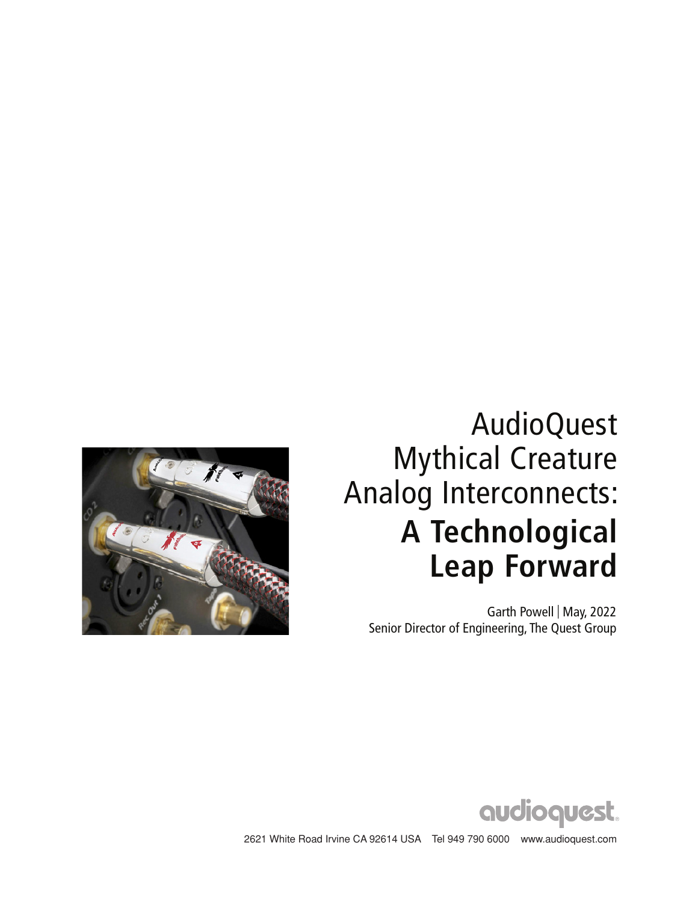# AudioQuest Mythical Creature Analog Interconnects: **A Technological Leap Forward**

Garth Powell | May, 2022
Senior Director of Engineering, The Quest Group

audioquest.

2621 White Road Irvine CA 92614 USA Tel 949 790 6000 www.audioquest.com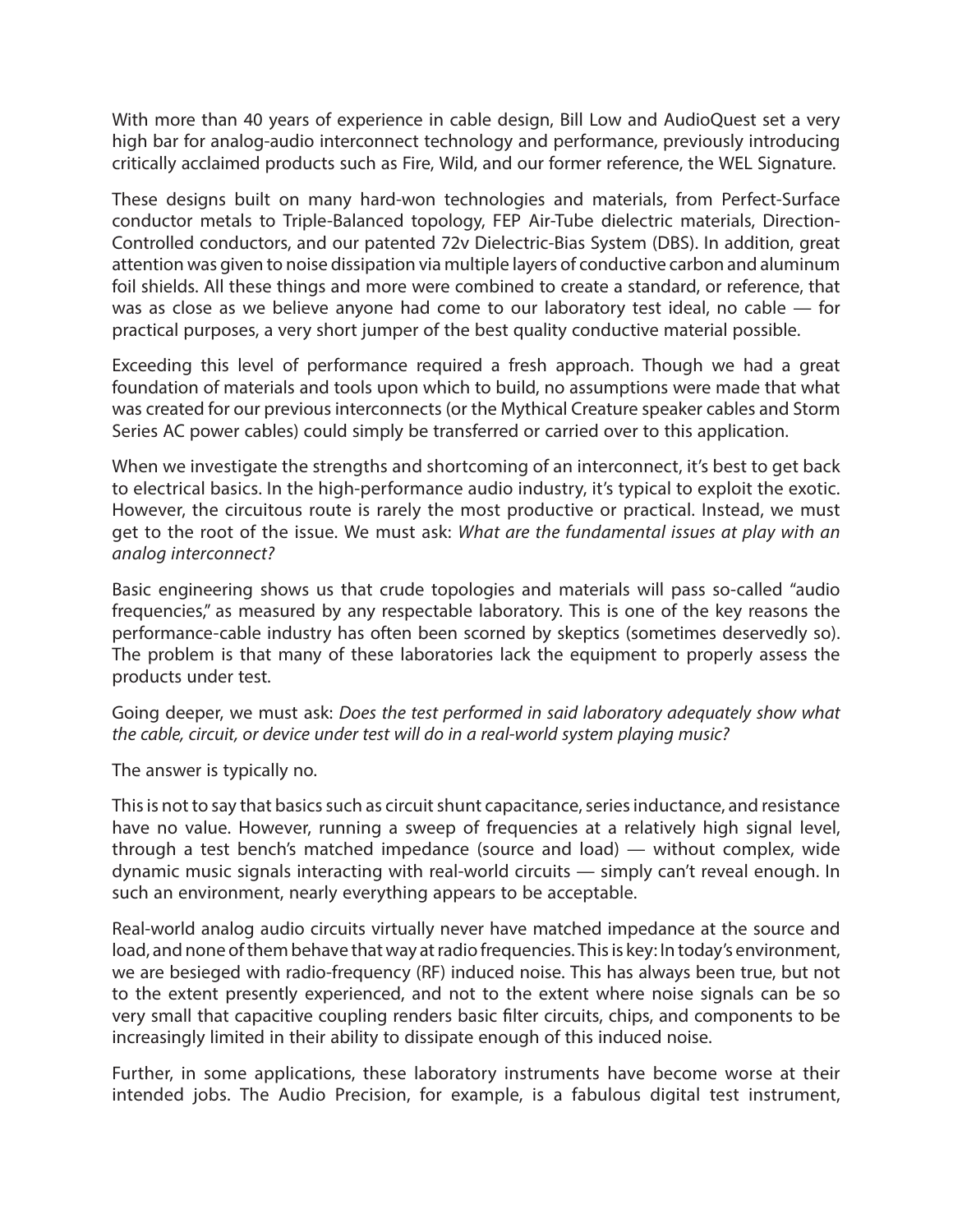With more than 40 years of experience in cable design, Bill Low and AudioQuest set a very high bar for analog-audio interconnect technology and performance, previously introducing critically acclaimed products such as Fire, Wild, and our former reference, the WEL Signature.

These designs built on many hard-won technologies and materials, from Perfect-Surface conductor metals to Triple-Balanced topology, FEP Air-Tube dielectric materials, Direction-Controlled conductors, and our patented 72v Dielectric-Bias System (DBS). In addition, great attention was given to noise dissipation via multiple layers of conductive carbon and aluminum foil shields. All these things and more were combined to create a standard, or reference, that was as close as we believe anyone had come to our laboratory test ideal, no cable — for practical purposes, a very short jumper of the best quality conductive material possible.

Exceeding this level of performance required a fresh approach. Though we had a great foundation of materials and tools upon which to build, no assumptions were made that what was created for our previous interconnects (or the Mythical Creature speaker cables and Storm Series AC power cables) could simply be transferred or carried over to this application.

When we investigate the strengths and shortcoming of an interconnect, it's best to get back to electrical basics. In the high-performance audio industry, it's typical to exploit the exotic. However, the circuitous route is rarely the most productive or practical. Instead, we must get to the root of the issue. We must ask: *What are the fundamental issues at play with an analog interconnect?*

Basic engineering shows us that crude topologies and materials will pass so-called "audio frequencies," as measured by any respectable laboratory. This is one of the key reasons the performance-cable industry has often been scorned by skeptics (sometimes deservedly so). The problem is that many of these laboratories lack the equipment to properly assess the products under test.

Going deeper, we must ask: *Does the test performed in said laboratory adequately show what the cable, circuit, or device under test will do in a real-world system playing music?*

The answer is typically no.

This is not to say that basics such as circuit shunt capacitance, series inductance, and resistance have no value. However, running a sweep of frequencies at a relatively high signal level, through a test bench's matched impedance (source and load) — without complex, wide dynamic music signals interacting with real-world circuits — simply can't reveal enough. In such an environment, nearly everything appears to be acceptable.

Real-world analog audio circuits virtually never have matched impedance at the source and load, and none of them behave that way at radio frequencies. This is key: In today's environment, we are besieged with radio-frequency (RF) induced noise. This has always been true, but not to the extent presently experienced, and not to the extent where noise signals can be so very small that capacitive coupling renders basic filter circuits, chips, and components to be increasingly limited in their ability to dissipate enough of this induced noise.

Further, in some applications, these laboratory instruments have become worse at their intended jobs. The Audio Precision, for example, is a fabulous digital test instrument,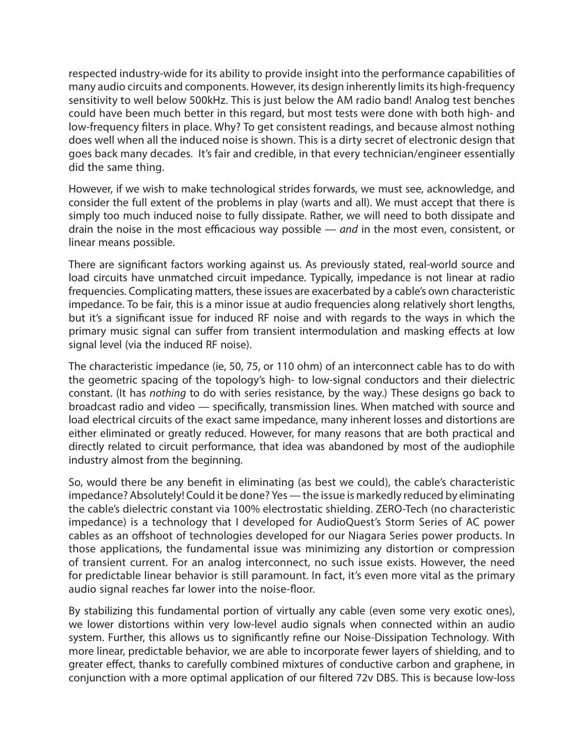respected industry-wide for its ability to provide insight into the performance capabilities of many audio circuits and components. However, its design inherently limits its high-frequency sensitivity to well below 500kHz. This is just below the AM radio band! Analog test benches could have been much better in this regard, but most tests were done with both high- and low-frequency filters in place. Why? To get consistent readings, and because almost nothing does well when all the induced noise is shown. This is a dirty secret of electronic design that goes back many decades. It's fair and credible, in that every technician/engineer essentially did the same thing.

However, if we wish to make technological strides forwards, we must see, acknowledge, and consider the full extent of the problems in play (warts and all). We must accept that there is simply too much induced noise to fully dissipate. Rather, we will need to both dissipate and drain the noise in the most efficacious way possible — *and* in the most even, consistent, or linear means possible.

There are significant factors working against us. As previously stated, real-world source and load circuits have unmatched circuit impedance. Typically, impedance is not linear at radio frequencies. Complicating matters, these issues are exacerbated by a cable's own characteristic impedance. To be fair, this is a minor issue at audio frequencies along relatively short lengths, but it's a significant issue for induced RF noise and with regards to the ways in which the primary music signal can suffer from transient intermodulation and masking effects at low signal level (via the induced RF noise).

The characteristic impedance (ie, 50, 75, or 110 ohm) of an interconnect cable has to do with the geometric spacing of the topology's high- to low-signal conductors and their dielectric constant. (It has *nothing* to do with series resistance, by the way.) These designs go back to broadcast radio and video — specifically, transmission lines. When matched with source and load electrical circuits of the exact same impedance, many inherent losses and distortions are either eliminated or greatly reduced. However, for many reasons that are both practical and directly related to circuit performance, that idea was abandoned by most of the audiophile industry almost from the beginning.

So, would there be any benefit in eliminating (as best we could), the cable's characteristic impedance? Absolutely! Could it be done? Yes — the issue is markedly reduced by eliminating the cable's dielectric constant via 100% electrostatic shielding. ZERO-Tech (no characteristic impedance) is a technology that I developed for AudioQuest's Storm Series of AC power cables as an offshoot of technologies developed for our Niagara Series power products. In those applications, the fundamental issue was minimizing any distortion or compression of transient current. For an analog interconnect, no such issue exists. However, the need for predictable linear behavior is still paramount. In fact, it's even more vital as the primary audio signal reaches far lower into the noise-floor.

By stabilizing this fundamental portion of virtually any cable (even some very exotic ones), we lower distortions within very low-level audio signals when connected within an audio system. Further, this allows us to significantly refine our Noise-Dissipation Technology. With more linear, predictable behavior, we are able to incorporate fewer layers of shielding, and to greater effect, thanks to carefully combined mixtures of conductive carbon and graphene, in conjunction with a more optimal application of our filtered 72v DBS. This is because low-loss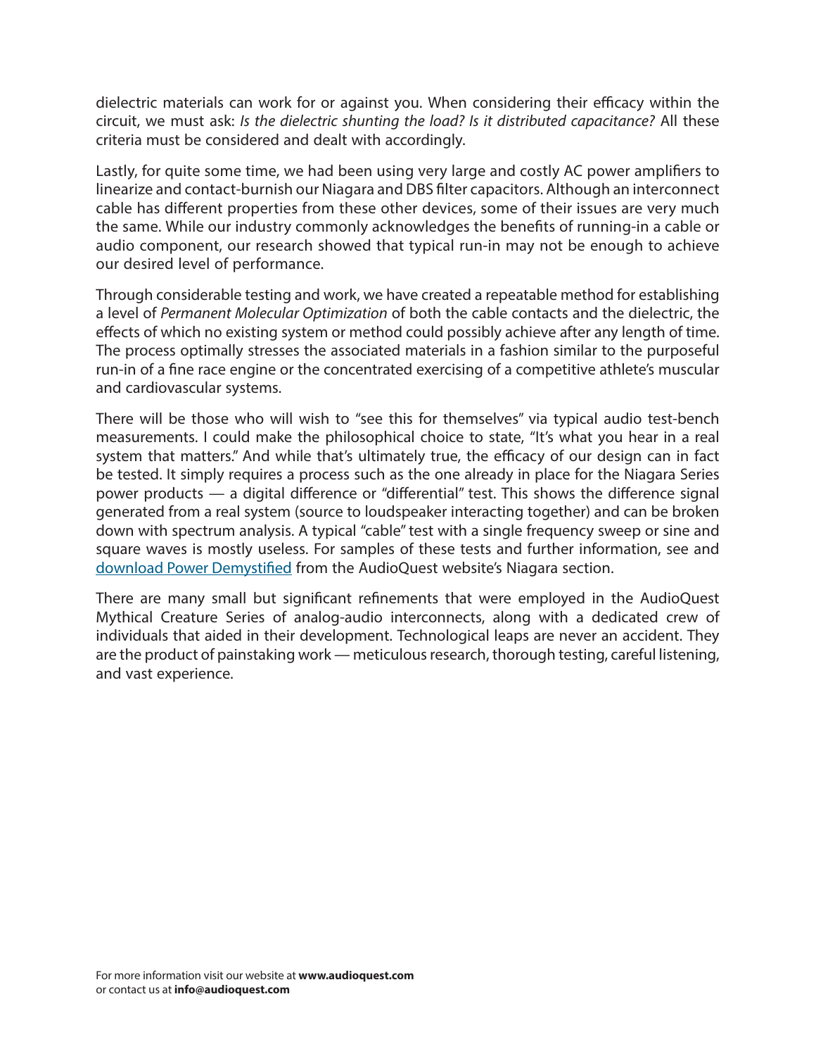dielectric materials can work for or against you. When considering their efficacy within the circuit, we must ask: *Is the dielectric shunting the load? Is it distributed capacitance?* All these criteria must be considered and dealt with accordingly.

Lastly, for quite some time, we had been using very large and costly AC power amplifiers to linearize and contact-burnish our Niagara and DBS filter capacitors. Although an interconnect cable has different properties from these other devices, some of their issues are very much the same. While our industry commonly acknowledges the benefits of running-in a cable or audio component, our research showed that typical run-in may not be enough to achieve our desired level of performance.

Through considerable testing and work, we have created a repeatable method for establishing a level of *Permanent Molecular Optimization* of both the cable contacts and the dielectric, the effects of which no existing system or method could possibly achieve after any length of time. The process optimally stresses the associated materials in a fashion similar to the purposeful run-in of a fine race engine or the concentrated exercising of a competitive athlete's muscular and cardiovascular systems.

There will be those who will wish to "see this for themselves" via typical audio test-bench measurements. I could make the philosophical choice to state, "It's what you hear in a real system that matters." And while that's ultimately true, the efficacy of our design can in fact be tested. It simply requires a process such as the one already in place for the Niagara Series power products — a digital difference or "differential" test. This shows the difference signal generated from a real system (source to loudspeaker interacting together) and can be broken down with spectrum analysis. A typical "cable" test with a single frequency sweep or sine and square waves is mostly useless. For samples of these tests and further information, see and [download Power Demystified]() from the AudioQuest website's Niagara section.

There are many small but significant refinements that were employed in the AudioQuest Mythical Creature Series of analog-audio interconnects, along with a dedicated crew of individuals that aided in their development. Technological leaps are never an accident. They are the product of painstaking work — meticulous research, thorough testing, careful listening, and vast experience.

For more information visit our website at **www.audioquest.com**
or contact us at **info@audioquest.com**